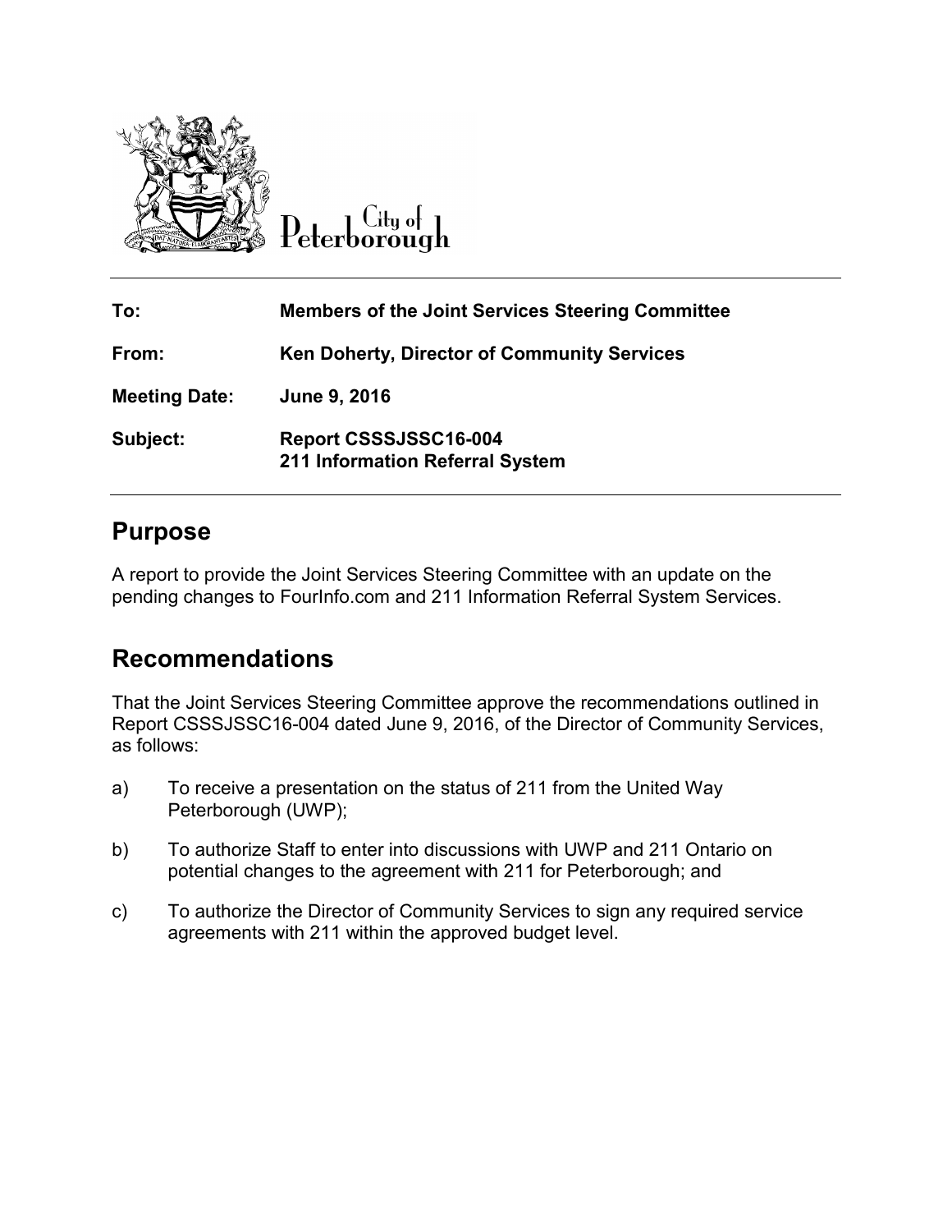City of Peterborough

| | |
|---|---|
| **To:** | **Members of the Joint Services Steering Committee** |
| **From:** | **Ken Doherty, Director of Community Services** |
| **Meeting Date:** | **June 9, 2016** |
| **Subject:** | **Report CSSSJSSC16-004**<br>**211 Information Referral System** |

## Purpose

A report to provide the Joint Services Steering Committee with an update on the pending changes to FourInfo.com and 211 Information Referral System Services.

## Recommendations

That the Joint Services Steering Committee approve the recommendations outlined in Report CSSSJSSC16-004 dated June 9, 2016, of the Director of Community Services, as follows:

a) To receive a presentation on the status of 211 from the United Way Peterborough (UWP);

b) To authorize Staff to enter into discussions with UWP and 211 Ontario on potential changes to the agreement with 211 for Peterborough; and

c) To authorize the Director of Community Services to sign any required service agreements with 211 within the approved budget level.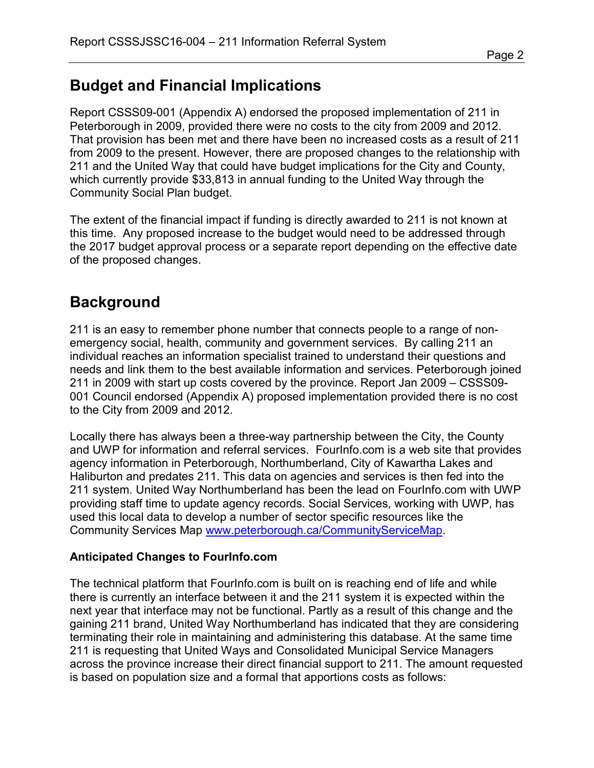## Budget and Financial Implications

Report CSSS09-001 (Appendix A) endorsed the proposed implementation of 211 in Peterborough in 2009, provided there were no costs to the city from 2009 and 2012. That provision has been met and there have been no increased costs as a result of 211 from 2009 to the present. However, there are proposed changes to the relationship with 211 and the United Way that could have budget implications for the City and County, which currently provide $33,813 in annual funding to the United Way through the Community Social Plan budget.

The extent of the financial impact if funding is directly awarded to 211 is not known at this time. Any proposed increase to the budget would need to be addressed through the 2017 budget approval process or a separate report depending on the effective date of the proposed changes.

## Background

211 is an easy to remember phone number that connects people to a range of non-emergency social, health, community and government services. By calling 211 an individual reaches an information specialist trained to understand their questions and needs and link them to the best available information and services. Peterborough joined 211 in 2009 with start up costs covered by the province. Report Jan 2009 – CSSS09-001 Council endorsed (Appendix A) proposed implementation provided there is no cost to the City from 2009 and 2012.

Locally there has always been a three-way partnership between the City, the County and UWP for information and referral services. FourInfo.com is a web site that provides agency information in Peterborough, Northumberland, City of Kawartha Lakes and Haliburton and predates 211. This data on agencies and services is then fed into the 211 system. United Way Northumberland has been the lead on FourInfo.com with UWP providing staff time to update agency records. Social Services, working with UWP, has used this local data to develop a number of sector specific resources like the Community Services Map [www.peterborough.ca/CommunityServiceMap](www.peterborough.ca/CommunityServiceMap).

**Anticipated Changes to FourInfo.com**

The technical platform that FourInfo.com is built on is reaching end of life and while there is currently an interface between it and the 211 system it is expected within the next year that interface may not be functional. Partly as a result of this change and the gaining 211 brand, United Way Northumberland has indicated that they are considering terminating their role in maintaining and administering this database. At the same time 211 is requesting that United Ways and Consolidated Municipal Service Managers across the province increase their direct financial support to 211. The amount requested is based on population size and a formal that apportions costs as follows: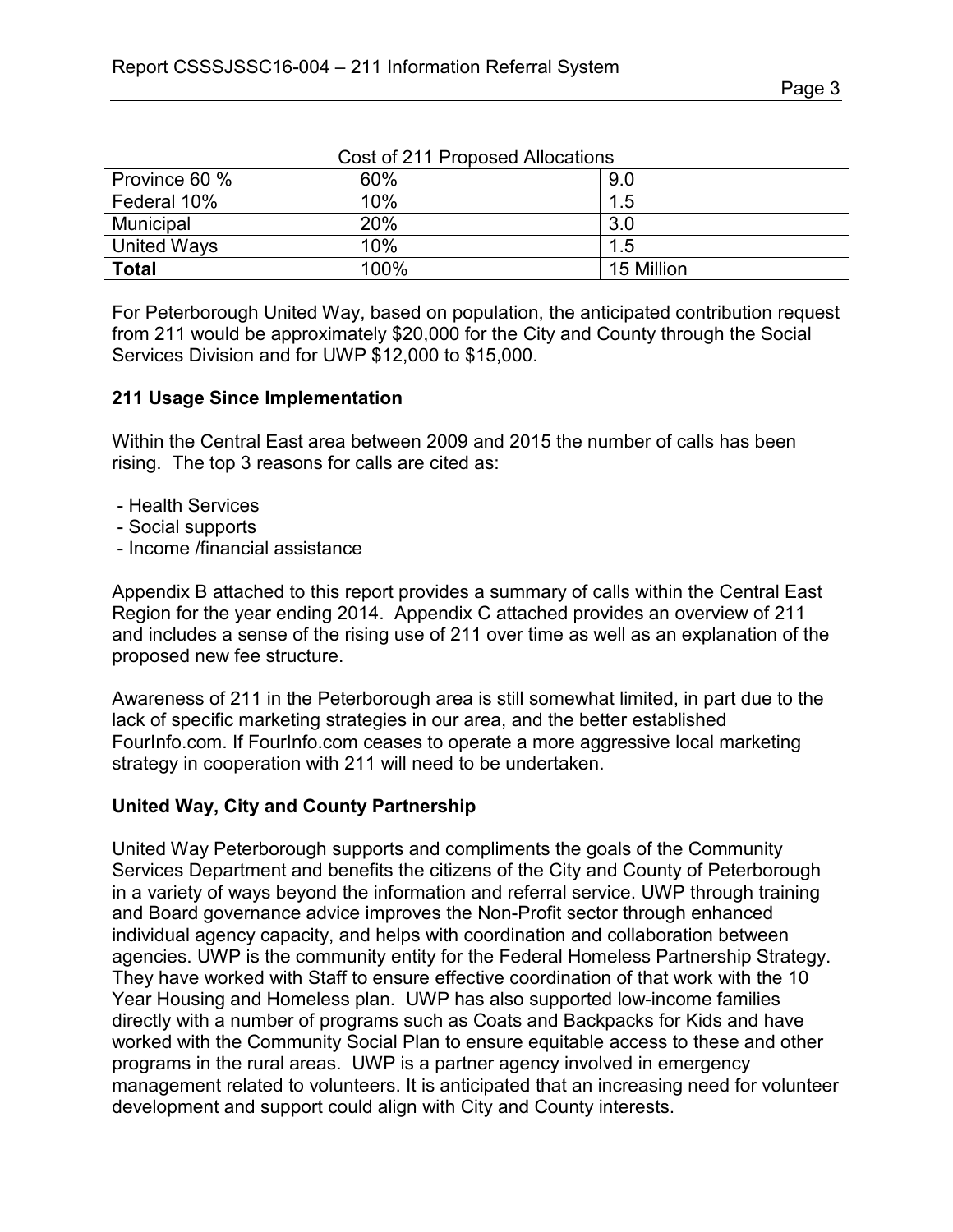Cost of 211 Proposed Allocations

| Province 60 % | 60% | 9.0 |
|---|---|---|
| Federal 10% | 10% | 1.5 |
| Municipal | 20% | 3.0 |
| United Ways | 10% | 1.5 |
| **Total** | 100% | 15 Million |

For Peterborough United Way, based on population, the anticipated contribution request from 211 would be approximately $20,000 for the City and County through the Social Services Division and for UWP $12,000 to $15,000.

## 211 Usage Since Implementation

Within the Central East area between 2009 and 2015 the number of calls has been rising. The top 3 reasons for calls are cited as:

- Health Services
- Social supports
- Income /financial assistance

Appendix B attached to this report provides a summary of calls within the Central East Region for the year ending 2014. Appendix C attached provides an overview of 211 and includes a sense of the rising use of 211 over time as well as an explanation of the proposed new fee structure.

Awareness of 211 in the Peterborough area is still somewhat limited, in part due to the lack of specific marketing strategies in our area, and the better established FourInfo.com. If FourInfo.com ceases to operate a more aggressive local marketing strategy in cooperation with 211 will need to be undertaken.

## United Way, City and County Partnership

United Way Peterborough supports and compliments the goals of the Community Services Department and benefits the citizens of the City and County of Peterborough in a variety of ways beyond the information and referral service. UWP through training and Board governance advice improves the Non-Profit sector through enhanced individual agency capacity, and helps with coordination and collaboration between agencies. UWP is the community entity for the Federal Homeless Partnership Strategy. They have worked with Staff to ensure effective coordination of that work with the 10 Year Housing and Homeless plan. UWP has also supported low-income families directly with a number of programs such as Coats and Backpacks for Kids and have worked with the Community Social Plan to ensure equitable access to these and other programs in the rural areas. UWP is a partner agency involved in emergency management related to volunteers. It is anticipated that an increasing need for volunteer development and support could align with City and County interests.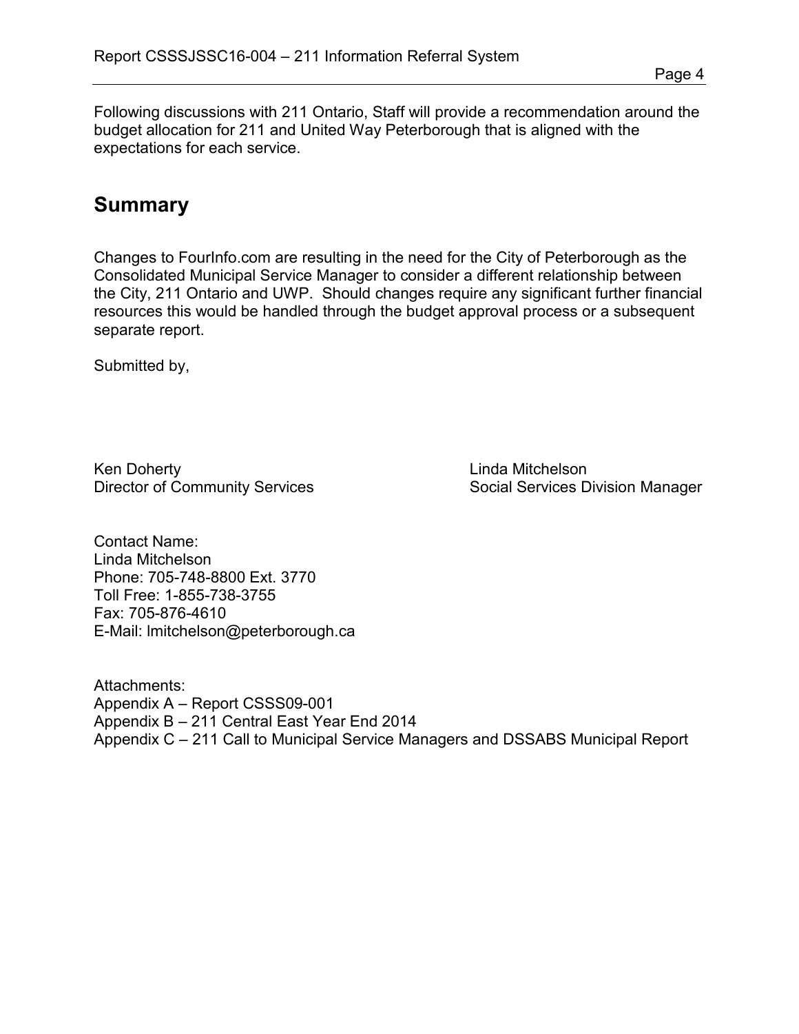Following discussions with 211 Ontario, Staff will provide a recommendation around the budget allocation for 211 and United Way Peterborough that is aligned with the expectations for each service.

## Summary

Changes to FourInfo.com are resulting in the need for the City of Peterborough as the Consolidated Municipal Service Manager to consider a different relationship between the City, 211 Ontario and UWP. Should changes require any significant further financial resources this would be handled through the budget approval process or a subsequent separate report.

Submitted by,

Ken Doherty
Director of Community Services

Linda Mitchelson
Social Services Division Manager

Contact Name:
Linda Mitchelson
Phone: 705-748-8800 Ext. 3770
Toll Free: 1-855-738-3755
Fax: 705-876-4610
E-Mail: lmitchelson@peterborough.ca

Attachments:
Appendix A – Report CSSS09-001
Appendix B – 211 Central East Year End 2014
Appendix C – 211 Call to Municipal Service Managers and DSSABS Municipal Report